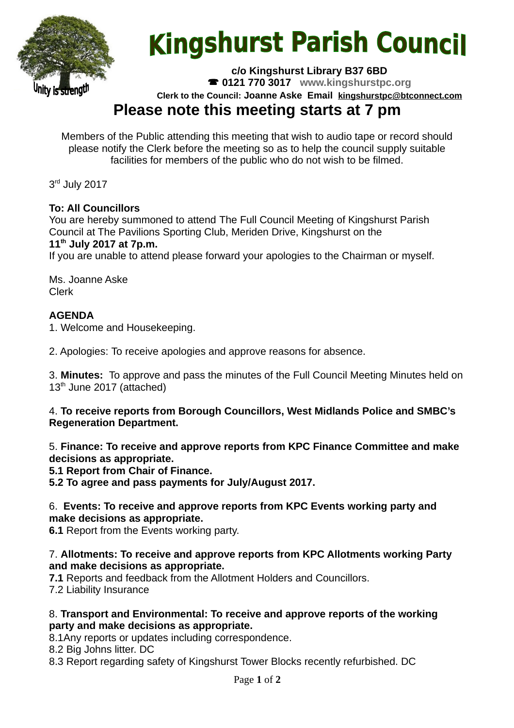# Kingshurst Parish Council

**c/o Kingshurst Library B37 6BD**
**☎ 0121 770 3017** **www.kingshurstpc.org**
**Clerk to the Council: Joanne Aske Email kingshurstpc@btconnect.com**

## Please note this meeting starts at 7 pm

Members of the Public attending this meeting that wish to audio tape or record should please notify the Clerk before the meeting so as to help the council supply suitable facilities for members of the public who do not wish to be filmed.

3rd July 2017

**To: All Councillors**
You are hereby summoned to attend The Full Council Meeting of Kingshurst Parish Council at The Pavilions Sporting Club, Meriden Drive, Kingshurst on the
**11th July 2017 at 7p.m.**
If you are unable to attend please forward your apologies to the Chairman or myself.

Ms. Joanne Aske
Clerk

**AGENDA**

1. Welcome and Housekeeping.

2. Apologies: To receive apologies and approve reasons for absence.

3. **Minutes:** To approve and pass the minutes of the Full Council Meeting Minutes held on 13th June 2017 (attached)

4. **To receive reports from Borough Councillors, West Midlands Police and SMBC's Regeneration Department.**

5. **Finance: To receive and approve reports from KPC Finance Committee and make decisions as appropriate.**
**5.1 Report from Chair of Finance.**
**5.2 To agree and pass payments for July/August 2017.**

6. **Events: To receive and approve reports from KPC Events working party and make decisions as appropriate.**
**6.1** Report from the Events working party.

7. **Allotments: To receive and approve reports from KPC Allotments working Party and make decisions as appropriate.**
**7.1** Reports and feedback from the Allotment Holders and Councillors.
7.2 Liability Insurance

8. **Transport and Environmental: To receive and approve reports of the working party and make decisions as appropriate.**
8.1Any reports or updates including correspondence.
8.2 Big Johns litter. DC
8.3 Report regarding safety of Kingshurst Tower Blocks recently refurbished. DC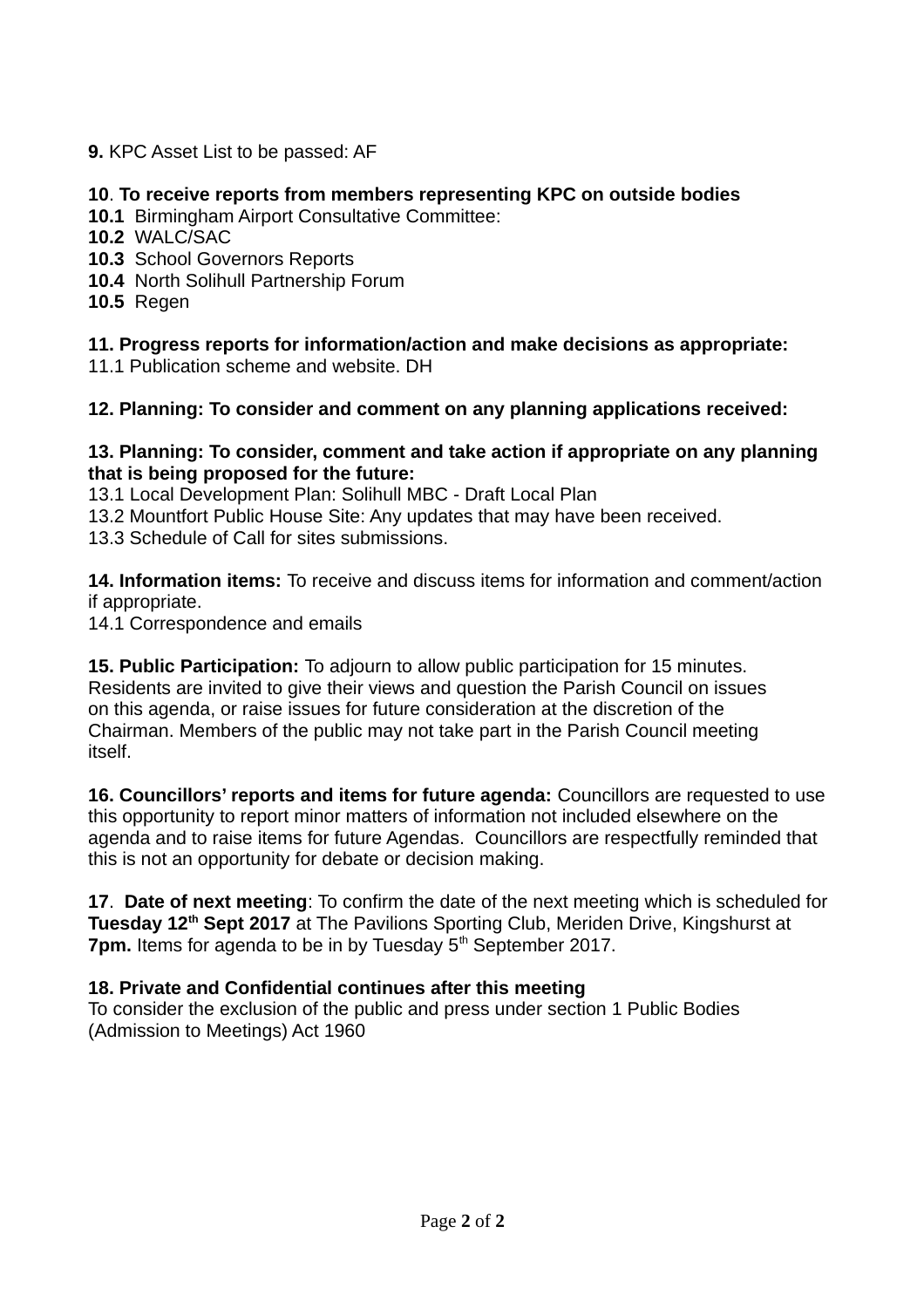**9.** KPC Asset List to be passed: AF

**10**. **To receive reports from members representing KPC on outside bodies**
**10.1** Birmingham Airport Consultative Committee:
**10.2** WALC/SAC
**10.3** School Governors Reports
**10.4** North Solihull Partnership Forum
**10.5** Regen

**11. Progress reports for information/action and make decisions as appropriate:**
11.1 Publication scheme and website. DH

**12. Planning: To consider and comment on any planning applications received:**

**13. Planning: To consider, comment and take action if appropriate on any planning that is being proposed for the future:**
13.1 Local Development Plan: Solihull MBC - Draft Local Plan
13.2 Mountfort Public House Site: Any updates that may have been received.
13.3 Schedule of Call for sites submissions.

**14. Information items:** To receive and discuss items for information and comment/action if appropriate.
14.1 Correspondence and emails

**15. Public Participation:** To adjourn to allow public participation for 15 minutes. Residents are invited to give their views and question the Parish Council on issues on this agenda, or raise issues for future consideration at the discretion of the Chairman. Members of the public may not take part in the Parish Council meeting itself.

**16. Councillors' reports and items for future agenda:** Councillors are requested to use this opportunity to report minor matters of information not included elsewhere on the agenda and to raise items for future Agendas. Councillors are respectfully reminded that this is not an opportunity for debate or decision making.

**17**. **Date of next meeting**: To confirm the date of the next meeting which is scheduled for **Tuesday 12th Sept 2017** at The Pavilions Sporting Club, Meriden Drive, Kingshurst at **7pm.** Items for agenda to be in by Tuesday 5th September 2017.

**18. Private and Confidential continues after this meeting**
To consider the exclusion of the public and press under section 1 Public Bodies (Admission to Meetings) Act 1960